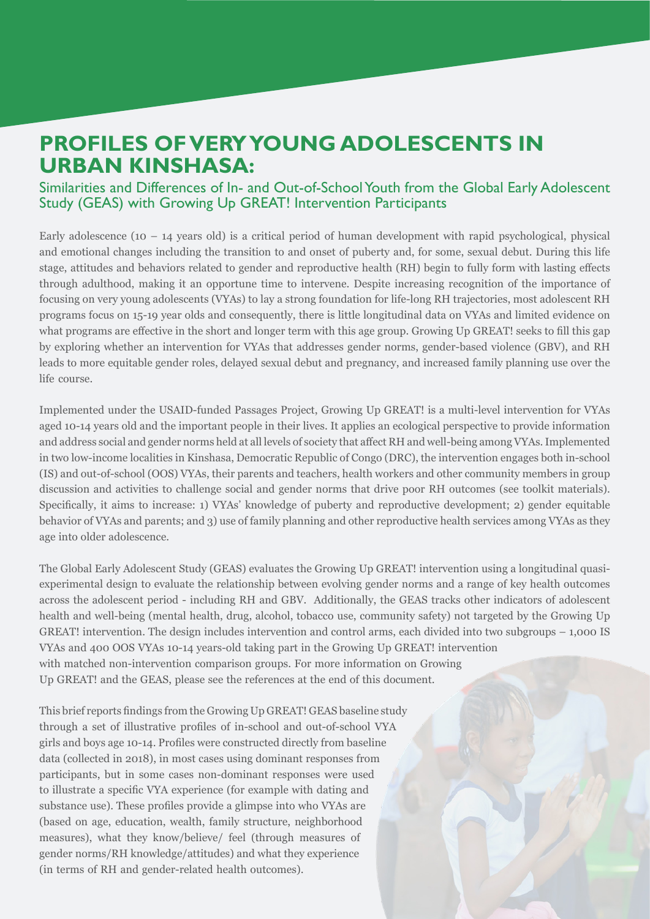# PROFILES OF VERY YOUNG ADOLESCENTS IN URBAN KINSHASA:

## Similarities and Differences of In- and Out-of-School Youth from the Global Early Adolescent Study (GEAS) with Growing Up GREAT! Intervention Participants

Early adolescence (10 – 14 years old) is a critical period of human development with rapid psychological, physical and emotional changes including the transition to and onset of puberty and, for some, sexual debut. During this life stage, attitudes and behaviors related to gender and reproductive health (RH) begin to fully form with lasting effects through adulthood, making it an opportune time to intervene. Despite increasing recognition of the importance of focusing on very young adolescents (VYAs) to lay a strong foundation for life-long RH trajectories, most adolescent RH programs focus on 15-19 year olds and consequently, there is little longitudinal data on VYAs and limited evidence on what programs are effective in the short and longer term with this age group. Growing Up GREAT! seeks to fill this gap by exploring whether an intervention for VYAs that addresses gender norms, gender-based violence (GBV), and RH leads to more equitable gender roles, delayed sexual debut and pregnancy, and increased family planning use over the life course.

Implemented under the USAID-funded Passages Project, Growing Up GREAT! is a multi-level intervention for VYAs aged 10-14 years old and the important people in their lives. It applies an ecological perspective to provide information and address social and gender norms held at all levels of society that affect RH and well-being among VYAs. Implemented in two low-income localities in Kinshasa, Democratic Republic of Congo (DRC), the intervention engages both in-school (IS) and out-of-school (OOS) VYAs, their parents and teachers, health workers and other community members in group discussion and activities to challenge social and gender norms that drive poor RH outcomes (see toolkit materials). Specifically, it aims to increase: 1) VYAs' knowledge of puberty and reproductive development; 2) gender equitable behavior of VYAs and parents; and 3) use of family planning and other reproductive health services among VYAs as they age into older adolescence.

The Global Early Adolescent Study (GEAS) evaluates the Growing Up GREAT! intervention using a longitudinal quasi-experimental design to evaluate the relationship between evolving gender norms and a range of key health outcomes across the adolescent period - including RH and GBV. Additionally, the GEAS tracks other indicators of adolescent health and well-being (mental health, drug, alcohol, tobacco use, community safety) not targeted by the Growing Up GREAT! intervention. The design includes intervention and control arms, each divided into two subgroups – 1,000 IS VYAs and 400 OOS VYAs 10-14 years-old taking part in the Growing Up GREAT! intervention with matched non-intervention comparison groups. For more information on Growing Up GREAT! and the GEAS, please see the references at the end of this document.

This brief reports findings from the Growing Up GREAT! GEAS baseline study through a set of illustrative profiles of in-school and out-of-school VYA girls and boys age 10-14. Profiles were constructed directly from baseline data (collected in 2018), in most cases using dominant responses from participants, but in some cases non-dominant responses were used to illustrate a specific VYA experience (for example with dating and substance use). These profiles provide a glimpse into who VYAs are (based on age, education, wealth, family structure, neighborhood measures), what they know/believe/ feel (through measures of gender norms/RH knowledge/attitudes) and what they experience (in terms of RH and gender-related health outcomes).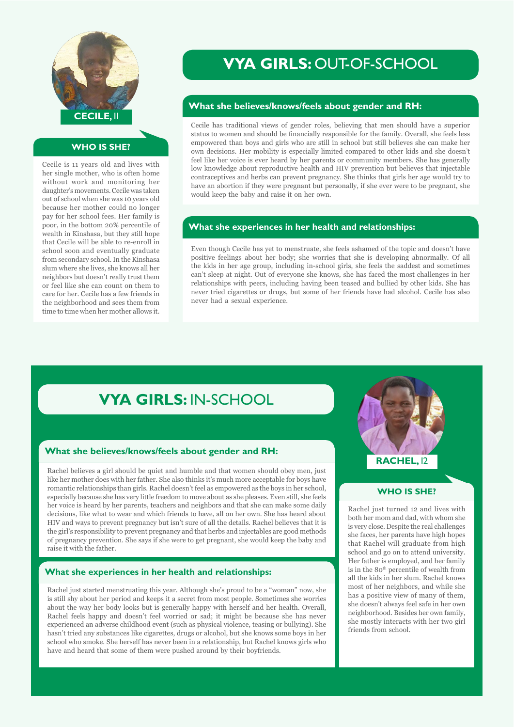# VYA GIRLS: OUT-OF-SCHOOL

**CECILE, 11**

## WHO IS SHE?

Cecile is 11 years old and lives with her single mother, who is often home without work and monitoring her daughter's movements. Cecile was taken out of school when she was 10 years old because her mother could no longer pay for her school fees. Her family is poor, in the bottom 20% percentile of wealth in Kinshasa, but they still hope that Cecile will be able to re-enroll in school soon and eventually graduate from secondary school. In the Kinshasa slum where she lives, she knows all her neighbors but doesn't really trust them or feel like she can count on them to care for her. Cecile has a few friends in the neighborhood and sees them from time to time when her mother allows it.

## What she believes/knows/feels about gender and RH:

Cecile has traditional views of gender roles, believing that men should have a superior status to women and should be financially responsible for the family. Overall, she feels less empowered than boys and girls who are still in school but still believes she can make her own decisions. Her mobility is especially limited compared to other kids and she doesn't feel like her voice is ever heard by her parents or community members. She has generally low knowledge about reproductive health and HIV prevention but believes that injectable contraceptives and herbs can prevent pregnancy. She thinks that girls her age would try to have an abortion if they were pregnant but personally, if she ever were to be pregnant, she would keep the baby and raise it on her own.

## What she experiences in her health and relationships:

Even though Cecile has yet to menstruate, she feels ashamed of the topic and doesn't have positive feelings about her body; she worries that she is developing abnormally. Of all the kids in her age group, including in-school girls, she feels the saddest and sometimes can't sleep at night. Out of everyone she knows, she has faced the most challenges in her relationships with peers, including having been teased and bullied by other kids. She has never tried cigarettes or drugs, but some of her friends have had alcohol. Cecile has also never had a sexual experience.

# VYA GIRLS: IN-SCHOOL

**RACHEL, 12**

## WHO IS SHE?

Rachel just turned 12 and lives with both her mom and dad, with whom she is very close. Despite the real challenges she faces, her parents have high hopes that Rachel will graduate from high school and go on to attend university. Her father is employed, and her family is in the 80th percentile of wealth from all the kids in her slum. Rachel knows most of her neighbors, and while she has a positive view of many of them, she doesn't always feel safe in her own neighborhood. Besides her own family, she mostly interacts with her two girl friends from school.

## What she believes/knows/feels about gender and RH:

Rachel believes a girl should be quiet and humble and that women should obey men, just like her mother does with her father. She also thinks it's much more acceptable for boys have romantic relationships than girls. Rachel doesn't feel as empowered as the boys in her school, especially because she has very little freedom to move about as she pleases. Even still, she feels her voice is heard by her parents, teachers and neighbors and that she can make some daily decisions, like what to wear and which friends to have, all on her own. She has heard about HIV and ways to prevent pregnancy but isn't sure of all the details. Rachel believes that it is the girl's responsibility to prevent pregnancy and that herbs and injectables are good methods of pregnancy prevention. She says if she were to get pregnant, she would keep the baby and raise it with the father.

## What she experiences in her health and relationships:

Rachel just started menstruating this year. Although she's proud to be a "woman" now, she is still shy about her period and keeps it a secret from most people. Sometimes she worries about the way her body looks but is generally happy with herself and her health. Overall, Rachel feels happy and doesn't feel worried or sad; it might be because she has never experienced an adverse childhood event (such as physical violence, teasing or bullying). She hasn't tried any substances like cigarettes, drugs or alcohol, but she knows some boys in her school who smoke. She herself has never been in a relationship, but Rachel knows girls who have and heard that some of them were pushed around by their boyfriends.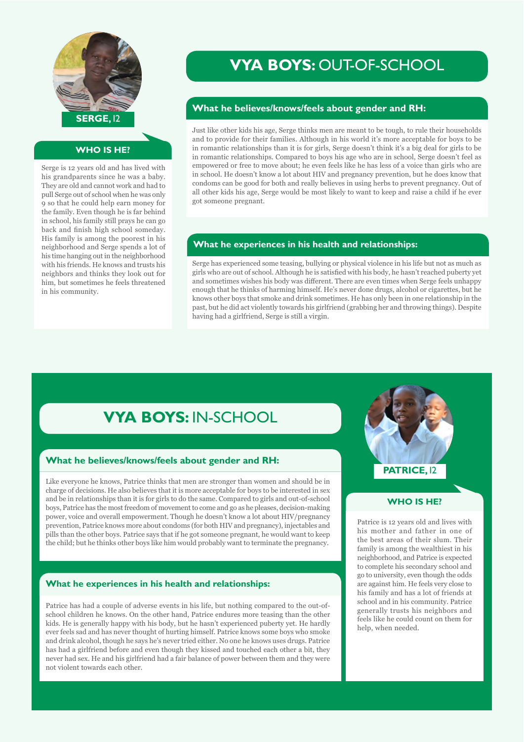## VYA BOYS: OUT-OF-SCHOOL

**SERGE, 12**

### WHO IS HE?

Serge is 12 years old and has lived with his grandparents since he was a baby. They are old and cannot work and had to pull Serge out of school when he was only 9 so that he could help earn money for the family. Even though he is far behind in school, his family still prays he can go back and finish high school someday. His family is among the poorest in his neighborhood and Serge spends a lot of his time hanging out in the neighborhood with his friends. He knows and trusts his neighbors and thinks they look out for him, but sometimes he feels threatened in his community.

### What he believes/knows/feels about gender and RH:

Just like other kids his age, Serge thinks men are meant to be tough, to rule their households and to provide for their families. Although in his world it's more acceptable for boys to be in romantic relationships than it is for girls, Serge doesn't think it's a big deal for girls to be in romantic relationships. Compared to boys his age who are in school, Serge doesn't feel as empowered or free to move about; he even feels like he has less of a voice than girls who are in school. He doesn't know a lot about HIV and pregnancy prevention, but he does know that condoms can be good for both and really believes in using herbs to prevent pregnancy. Out of all other kids his age, Serge would be most likely to want to keep and raise a child if he ever got someone pregnant.

### What he experiences in his health and relationships:

Serge has experienced some teasing, bullying or physical violence in his life but not as much as girls who are out of school. Although he is satisfied with his body, he hasn't reached puberty yet and sometimes wishes his body was different. There are even times when Serge feels unhappy enough that he thinks of harming himself. He's never done drugs, alcohol or cigarettes, but he knows other boys that smoke and drink sometimes. He has only been in one relationship in the past, but he did act violently towards his girlfriend (grabbing her and throwing things). Despite having had a girlfriend, Serge is still a virgin.

## VYA BOYS: IN-SCHOOL

**PATRICE, 12**

### WHO IS HE?

Patrice is 12 years old and lives with his mother and father in one of the best areas of their slum. Their family is among the wealthiest in his neighborhood, and Patrice is expected to complete his secondary school and go to university, even though the odds are against him. He feels very close to his family and has a lot of friends at school and in his community. Patrice generally trusts his neighbors and feels like he could count on them for help, when needed.

### What he believes/knows/feels about gender and RH:

Like everyone he knows, Patrice thinks that men are stronger than women and should be in charge of decisions. He also believes that it is more acceptable for boys to be interested in sex and be in relationships than it is for girls to do the same. Compared to girls and out-of-school boys, Patrice has the most freedom of movement to come and go as he pleases, decision-making power, voice and overall empowerment. Though he doesn't know a lot about HIV/pregnancy prevention, Patrice knows more about condoms (for both HIV and pregnancy), injectables and pills than the other boys. Patrice says that if he got someone pregnant, he would want to keep the child; but he thinks other boys like him would probably want to terminate the pregnancy.

### What he experiences in his health and relationships:

Patrice has had a couple of adverse events in his life, but nothing compared to the out-of-school children he knows. On the other hand, Patrice endures more teasing than the other kids. He is generally happy with his body, but he hasn't experienced puberty yet. He hardly ever feels sad and has never thought of hurting himself. Patrice knows some boys who smoke and drink alcohol, though he says he's never tried either. No one he knows uses drugs. Patrice has had a girlfriend before and even though they kissed and touched each other a bit, they never had sex. He and his girlfriend had a fair balance of power between them and they were not violent towards each other.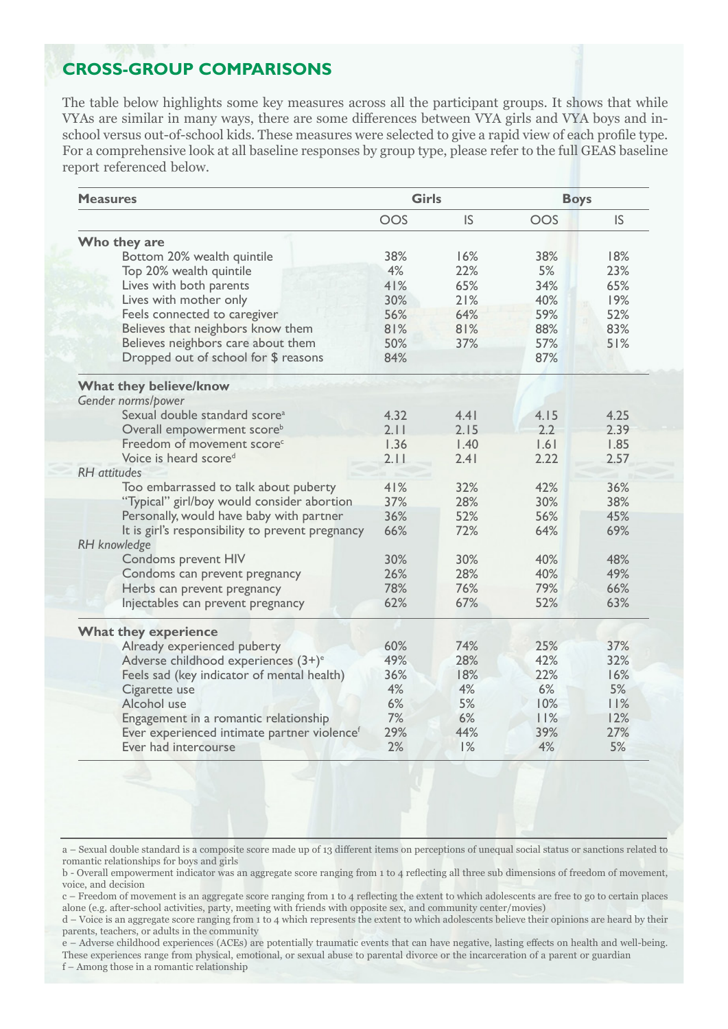## CROSS-GROUP COMPARISONS

The table below highlights some key measures across all the participant groups. It shows that while VYAs are similar in many ways, there are some differences between VYA girls and VYA boys and in-school versus out-of-school kids. These measures were selected to give a rapid view of each profile type. For a comprehensive look at all baseline responses by group type, please refer to the full GEAS baseline report referenced below.

| Measures | Girls | | Boys | |
|---|---|---|---|---|
| | OOS | IS | OOS | IS |
| **Who they are** | | | | |
| Bottom 20% wealth quintile | 38% | 16% | 38% | 18% |
| Top 20% wealth quintile | 4% | 22% | 5% | 23% |
| Lives with both parents | 41% | 65% | 34% | 65% |
| Lives with mother only | 30% | 21% | 40% | 19% |
| Feels connected to caregiver | 56% | 64% | 59% | 52% |
| Believes that neighbors know them | 81% | 81% | 88% | 83% |
| Believes neighbors care about them | 50% | 37% | 57% | 51% |
| Dropped out of school for $ reasons | 84% | | 87% | |
| **What they believe/know** | | | | |
| *Gender norms/power* | | | | |
| Sexual double standard score[a] | 4.32 | 4.41 | 4.15 | 4.25 |
| Overall empowerment score[b] | 2.11 | 2.15 | 2.2 | 2.39 |
| Freedom of movement score[c] | 1.36 | 1.40 | 1.61 | 1.85 |
| Voice is heard score[d] | 2.11 | 2.41 | 2.22 | 2.57 |
| *RH attitudes* | | | | |
| Too embarrassed to talk about puberty | 41% | 32% | 42% | 36% |
| "Typical" girl/boy would consider abortion | 37% | 28% | 30% | 38% |
| Personally, would have baby with partner | 36% | 52% | 56% | 45% |
| It is girl's responsibility to prevent pregnancy | 66% | 72% | 64% | 69% |
| *RH knowledge* | | | | |
| Condoms prevent HIV | 30% | 30% | 40% | 48% |
| Condoms can prevent pregnancy | 26% | 28% | 40% | 49% |
| Herbs can prevent pregnancy | 78% | 76% | 79% | 66% |
| Injectables can prevent pregnancy | 62% | 67% | 52% | 63% |
| **What they experience** | | | | |
| Already experienced puberty | 60% | 74% | 25% | 37% |
| Adverse childhood experiences (3+)[e] | 49% | 28% | 42% | 32% |
| Feels sad (key indicator of mental health) | 36% | 18% | 22% | 16% |
| Cigarette use | 4% | 4% | 6% | 5% |
| Alcohol use | 6% | 5% | 10% | 11% |
| Engagement in a romantic relationship | 7% | 6% | 11% | 12% |
| Ever experienced intimate partner violence[f] | 29% | 44% | 39% | 27% |
| Ever had intercourse | 2% | 1% | 4% | 5% |

a – Sexual double standard is a composite score made up of 13 different items on perceptions of unequal social status or sanctions related to romantic relationships for boys and girls

b - Overall empowerment indicator was an aggregate score ranging from 1 to 4 reflecting all three sub dimensions of freedom of movement, voice, and decision

c – Freedom of movement is an aggregate score ranging from 1 to 4 reflecting the extent to which adolescents are free to go to certain places alone (e.g. after-school activities, party, meeting with friends with opposite sex, and community center/movies)

d – Voice is an aggregate score ranging from 1 to 4 which represents the extent to which adolescents believe their opinions are heard by their parents, teachers, or adults in the community

e – Adverse childhood experiences (ACEs) are potentially traumatic events that can have negative, lasting effects on health and well-being. These experiences range from physical, emotional, or sexual abuse to parental divorce or the incarceration of a parent or guardian

f – Among those in a romantic relationship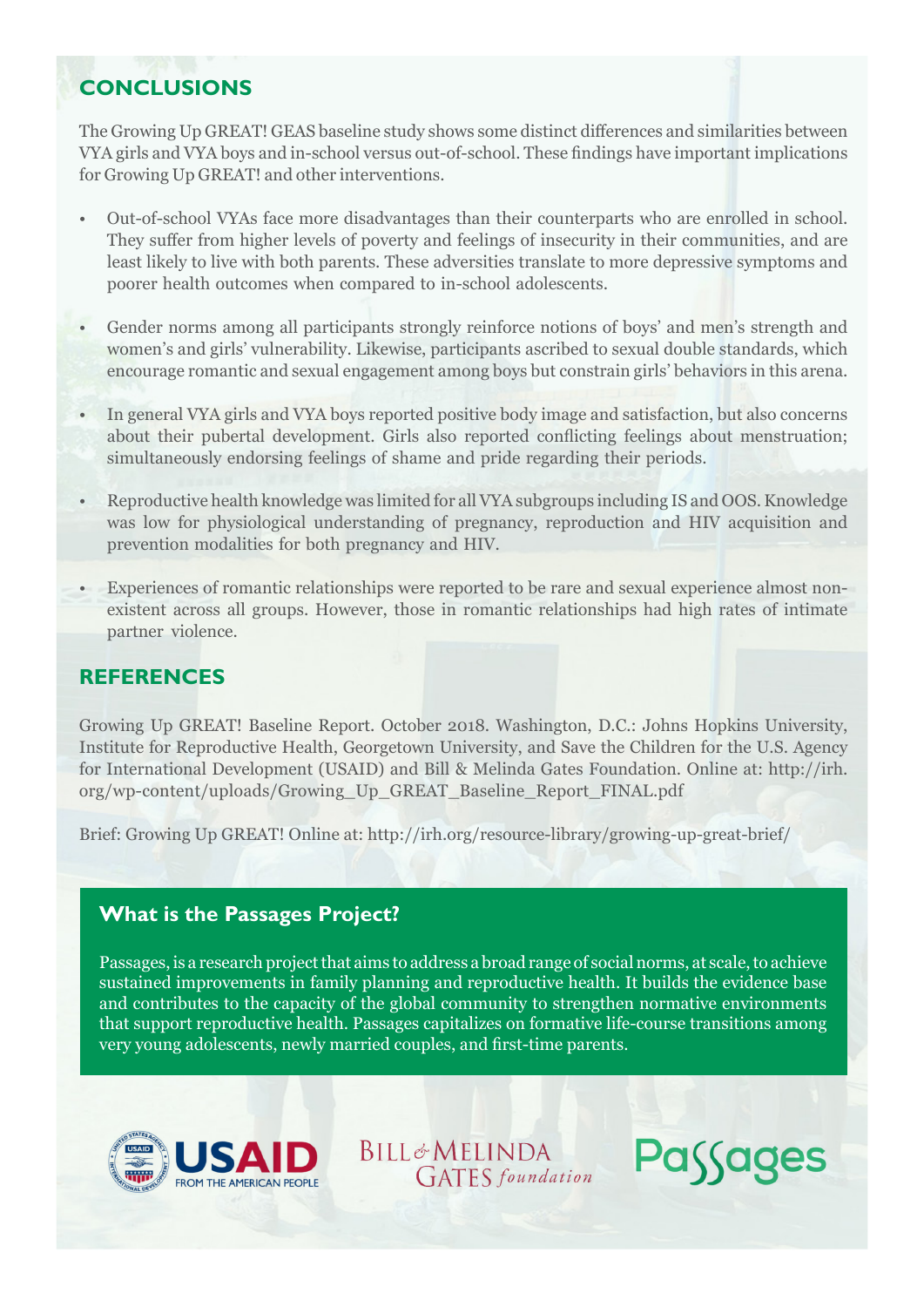## CONCLUSIONS

The Growing Up GREAT! GEAS baseline study shows some distinct differences and similarities between VYA girls and VYA boys and in-school versus out-of-school. These findings have important implications for Growing Up GREAT! and other interventions.

- Out-of-school VYAs face more disadvantages than their counterparts who are enrolled in school. They suffer from higher levels of poverty and feelings of insecurity in their communities, and are least likely to live with both parents. These adversities translate to more depressive symptoms and poorer health outcomes when compared to in-school adolescents.
- Gender norms among all participants strongly reinforce notions of boys' and men's strength and women's and girls' vulnerability. Likewise, participants ascribed to sexual double standards, which encourage romantic and sexual engagement among boys but constrain girls' behaviors in this arena.
- In general VYA girls and VYA boys reported positive body image and satisfaction, but also concerns about their pubertal development. Girls also reported conflicting feelings about menstruation; simultaneously endorsing feelings of shame and pride regarding their periods.
- Reproductive health knowledge was limited for all VYA subgroups including IS and OOS. Knowledge was low for physiological understanding of pregnancy, reproduction and HIV acquisition and prevention modalities for both pregnancy and HIV.
- Experiences of romantic relationships were reported to be rare and sexual experience almost non-existent across all groups. However, those in romantic relationships had high rates of intimate partner violence.

## REFERENCES

Growing Up GREAT! Baseline Report. October 2018. Washington, D.C.: Johns Hopkins University, Institute for Reproductive Health, Georgetown University, and Save the Children for the U.S. Agency for International Development (USAID) and Bill & Melinda Gates Foundation. Online at: http://irh.org/wp-content/uploads/Growing_Up_GREAT_Baseline_Report_FINAL.pdf

Brief: Growing Up GREAT! Online at: http://irh.org/resource-library/growing-up-great-brief/

### What is the Passages Project?

Passages, is a research project that aims to address a broad range of social norms, at scale, to achieve sustained improvements in family planning and reproductive health. It builds the evidence base and contributes to the capacity of the global community to strengthen normative environments that support reproductive health. Passages capitalizes on formative life-course transitions among very young adolescents, newly married couples, and first-time parents.

USAID FROM THE AMERICAN PEOPLE

BILL & MELINDA GATES foundation

Passages